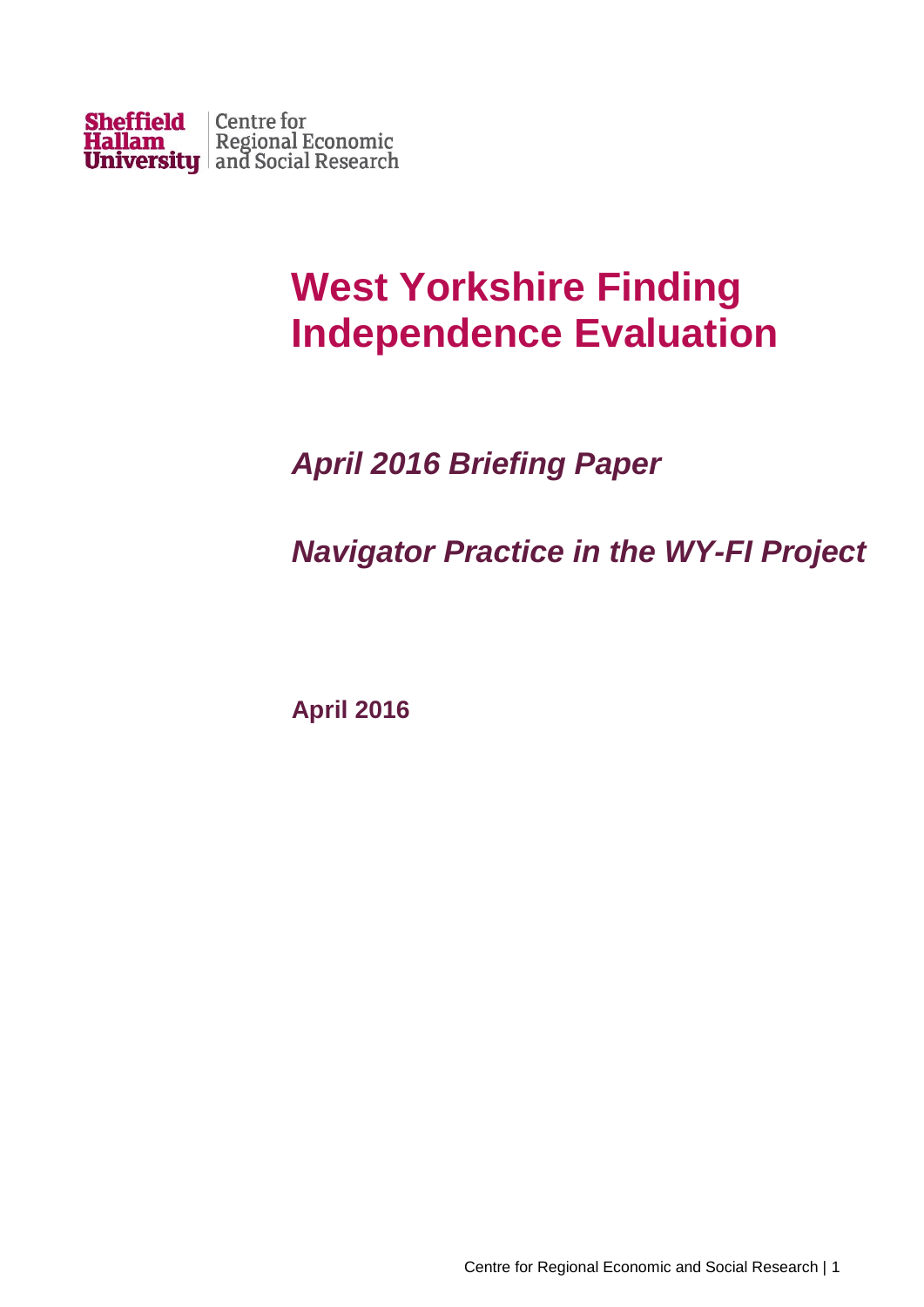Sheffield Hallam University | Centre for Regional Economic and Social Research

# West Yorkshire Finding Independence Evaluation

## *April 2016 Briefing Paper*

## *Navigator Practice in the WY-FI Project*

**April 2016**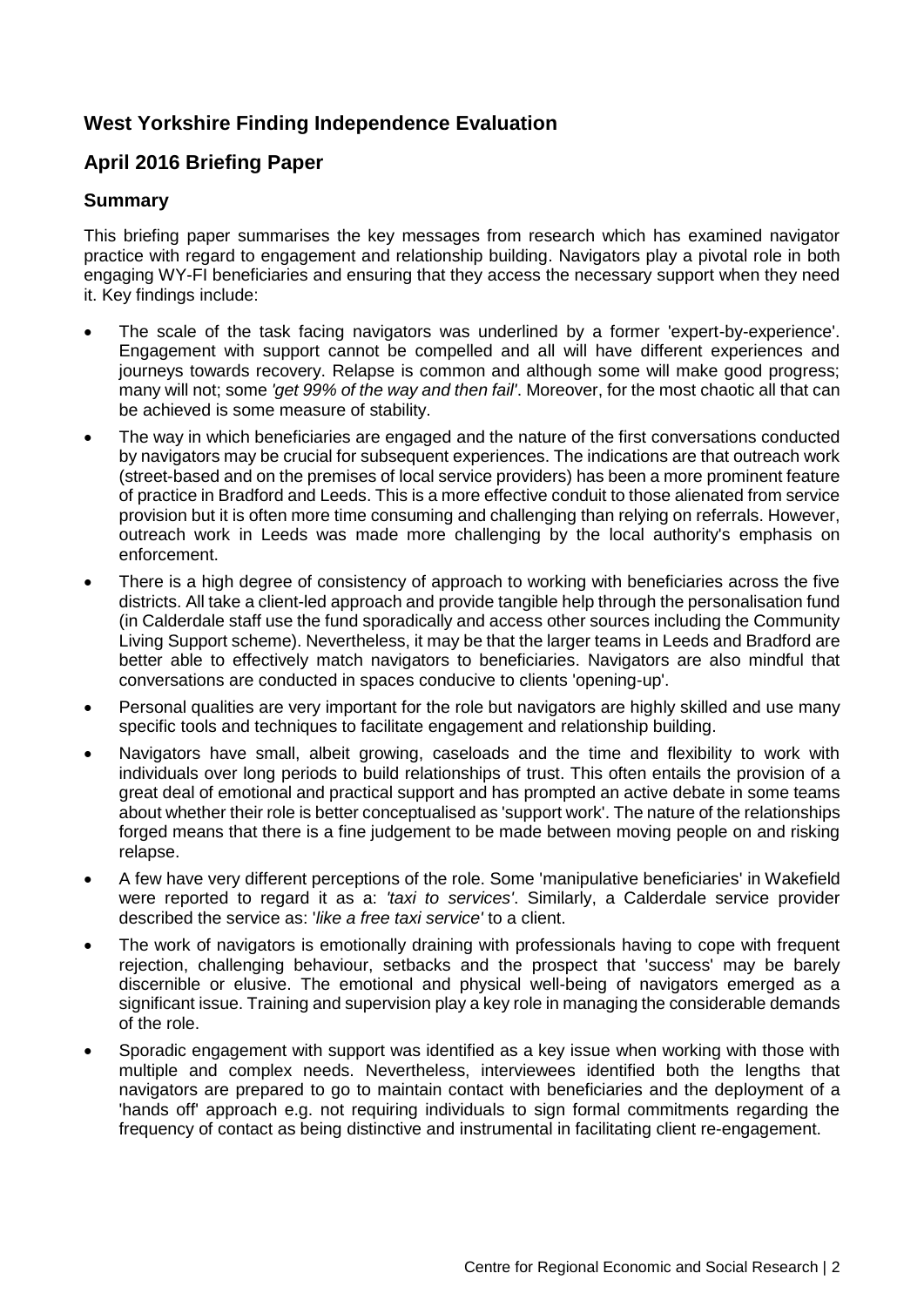## West Yorkshire Finding Independence Evaluation

## April 2016 Briefing Paper

### Summary

This briefing paper summarises the key messages from research which has examined navigator practice with regard to engagement and relationship building. Navigators play a pivotal role in both engaging WY-FI beneficiaries and ensuring that they access the necessary support when they need it. Key findings include:

- The scale of the task facing navigators was underlined by a former 'expert-by-experience'. Engagement with support cannot be compelled and all will have different experiences and journeys towards recovery. Relapse is common and although some will make good progress; many will not; some *'get 99% of the way and then fail'*. Moreover, for the most chaotic all that can be achieved is some measure of stability.
- The way in which beneficiaries are engaged and the nature of the first conversations conducted by navigators may be crucial for subsequent experiences. The indications are that outreach work (street-based and on the premises of local service providers) has been a more prominent feature of practice in Bradford and Leeds. This is a more effective conduit to those alienated from service provision but it is often more time consuming and challenging than relying on referrals. However, outreach work in Leeds was made more challenging by the local authority's emphasis on enforcement.
- There is a high degree of consistency of approach to working with beneficiaries across the five districts. All take a client-led approach and provide tangible help through the personalisation fund (in Calderdale staff use the fund sporadically and access other sources including the Community Living Support scheme). Nevertheless, it may be that the larger teams in Leeds and Bradford are better able to effectively match navigators to beneficiaries. Navigators are also mindful that conversations are conducted in spaces conducive to clients 'opening-up'.
- Personal qualities are very important for the role but navigators are highly skilled and use many specific tools and techniques to facilitate engagement and relationship building.
- Navigators have small, albeit growing, caseloads and the time and flexibility to work with individuals over long periods to build relationships of trust. This often entails the provision of a great deal of emotional and practical support and has prompted an active debate in some teams about whether their role is better conceptualised as 'support work'. The nature of the relationships forged means that there is a fine judgement to be made between moving people on and risking relapse.
- A few have very different perceptions of the role. Some 'manipulative beneficiaries' in Wakefield were reported to regard it as a: *'taxi to services'*. Similarly, a Calderdale service provider described the service as: '*like a free taxi service'* to a client.
- The work of navigators is emotionally draining with professionals having to cope with frequent rejection, challenging behaviour, setbacks and the prospect that 'success' may be barely discernible or elusive. The emotional and physical well-being of navigators emerged as a significant issue. Training and supervision play a key role in managing the considerable demands of the role.
- Sporadic engagement with support was identified as a key issue when working with those with multiple and complex needs. Nevertheless, interviewees identified both the lengths that navigators are prepared to go to maintain contact with beneficiaries and the deployment of a 'hands off' approach e.g. not requiring individuals to sign formal commitments regarding the frequency of contact as being distinctive and instrumental in facilitating client re-engagement.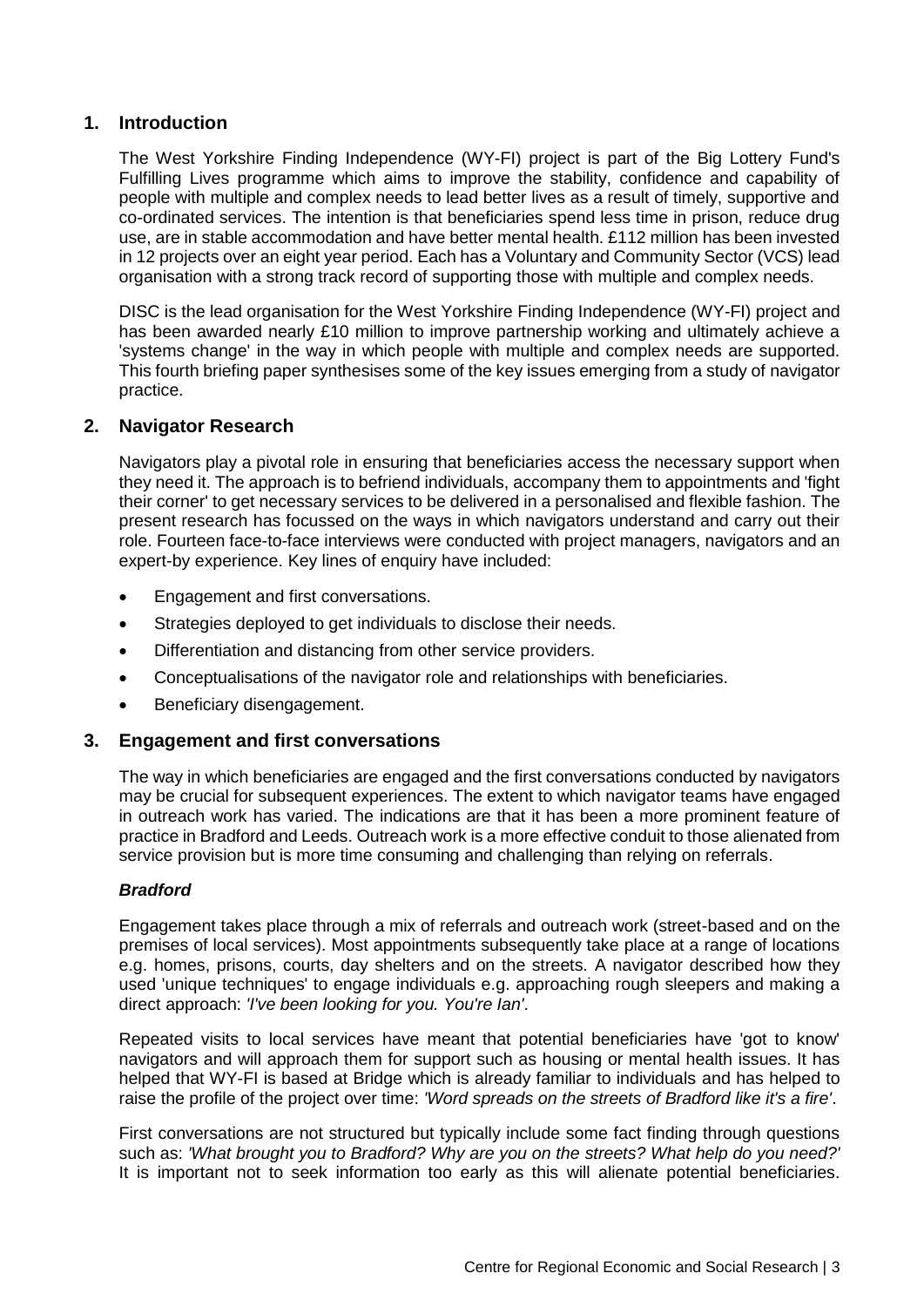## 1. Introduction

The West Yorkshire Finding Independence (WY-FI) project is part of the Big Lottery Fund's Fulfilling Lives programme which aims to improve the stability, confidence and capability of people with multiple and complex needs to lead better lives as a result of timely, supportive and co-ordinated services. The intention is that beneficiaries spend less time in prison, reduce drug use, are in stable accommodation and have better mental health. £112 million has been invested in 12 projects over an eight year period. Each has a Voluntary and Community Sector (VCS) lead organisation with a strong track record of supporting those with multiple and complex needs.

DISC is the lead organisation for the West Yorkshire Finding Independence (WY-FI) project and has been awarded nearly £10 million to improve partnership working and ultimately achieve a 'systems change' in the way in which people with multiple and complex needs are supported. This fourth briefing paper synthesises some of the key issues emerging from a study of navigator practice.

## 2. Navigator Research

Navigators play a pivotal role in ensuring that beneficiaries access the necessary support when they need it. The approach is to befriend individuals, accompany them to appointments and 'fight their corner' to get necessary services to be delivered in a personalised and flexible fashion. The present research has focussed on the ways in which navigators understand and carry out their role. Fourteen face-to-face interviews were conducted with project managers, navigators and an expert-by experience. Key lines of enquiry have included:

- Engagement and first conversations.
- Strategies deployed to get individuals to disclose their needs.
- Differentiation and distancing from other service providers.
- Conceptualisations of the navigator role and relationships with beneficiaries.
- Beneficiary disengagement.

## 3. Engagement and first conversations

The way in which beneficiaries are engaged and the first conversations conducted by navigators may be crucial for subsequent experiences. The extent to which navigator teams have engaged in outreach work has varied. The indications are that it has been a more prominent feature of practice in Bradford and Leeds. Outreach work is a more effective conduit to those alienated from service provision but is more time consuming and challenging than relying on referrals.

### *Bradford*

Engagement takes place through a mix of referrals and outreach work (street-based and on the premises of local services). Most appointments subsequently take place at a range of locations e.g. homes, prisons, courts, day shelters and on the streets. A navigator described how they used 'unique techniques' to engage individuals e.g. approaching rough sleepers and making a direct approach: *'I've been looking for you. You're Ian'*.

Repeated visits to local services have meant that potential beneficiaries have 'got to know' navigators and will approach them for support such as housing or mental health issues. It has helped that WY-FI is based at Bridge which is already familiar to individuals and has helped to raise the profile of the project over time: *'Word spreads on the streets of Bradford like it's a fire'*.

First conversations are not structured but typically include some fact finding through questions such as: *'What brought you to Bradford? Why are you on the streets? What help do you need?'* It is important not to seek information too early as this will alienate potential beneficiaries.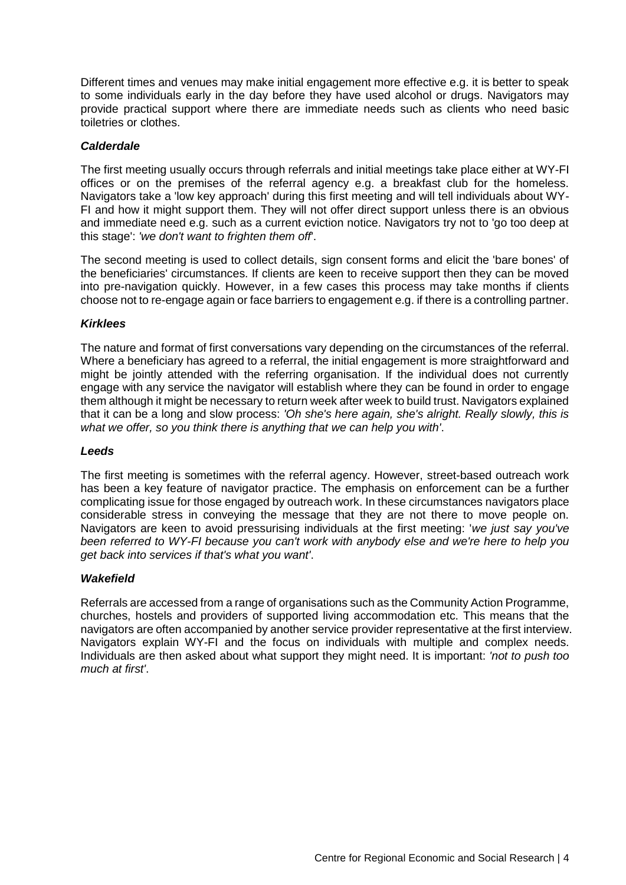Different times and venues may make initial engagement more effective e.g. it is better to speak to some individuals early in the day before they have used alcohol or drugs. Navigators may provide practical support where there are immediate needs such as clients who need basic toiletries or clothes.

#### *Calderdale*

The first meeting usually occurs through referrals and initial meetings take place either at WY-FI offices or on the premises of the referral agency e.g. a breakfast club for the homeless. Navigators take a 'low key approach' during this first meeting and will tell individuals about WY-FI and how it might support them. They will not offer direct support unless there is an obvious and immediate need e.g. such as a current eviction notice. Navigators try not to 'go too deep at this stage': *'we don't want to frighten them off'*.

The second meeting is used to collect details, sign consent forms and elicit the 'bare bones' of the beneficiaries' circumstances. If clients are keen to receive support then they can be moved into pre-navigation quickly. However, in a few cases this process may take months if clients choose not to re-engage again or face barriers to engagement e.g. if there is a controlling partner.

#### *Kirklees*

The nature and format of first conversations vary depending on the circumstances of the referral. Where a beneficiary has agreed to a referral, the initial engagement is more straightforward and might be jointly attended with the referring organisation. If the individual does not currently engage with any service the navigator will establish where they can be found in order to engage them although it might be necessary to return week after week to build trust. Navigators explained that it can be a long and slow process: *'Oh she's here again, she's alright. Really slowly, this is what we offer, so you think there is anything that we can help you with'*.

#### *Leeds*

The first meeting is sometimes with the referral agency. However, street-based outreach work has been a key feature of navigator practice. The emphasis on enforcement can be a further complicating issue for those engaged by outreach work. In these circumstances navigators place considerable stress in conveying the message that they are not there to move people on. Navigators are keen to avoid pressurising individuals at the first meeting: '*we just say you've been referred to WY-FI because you can't work with anybody else and we're here to help you get back into services if that's what you want*'.

#### *Wakefield*

Referrals are accessed from a range of organisations such as the Community Action Programme, churches, hostels and providers of supported living accommodation etc. This means that the navigators are often accompanied by another service provider representative at the first interview. Navigators explain WY-FI and the focus on individuals with multiple and complex needs. Individuals are then asked about what support they might need. It is important: *'not to push too much at first'*.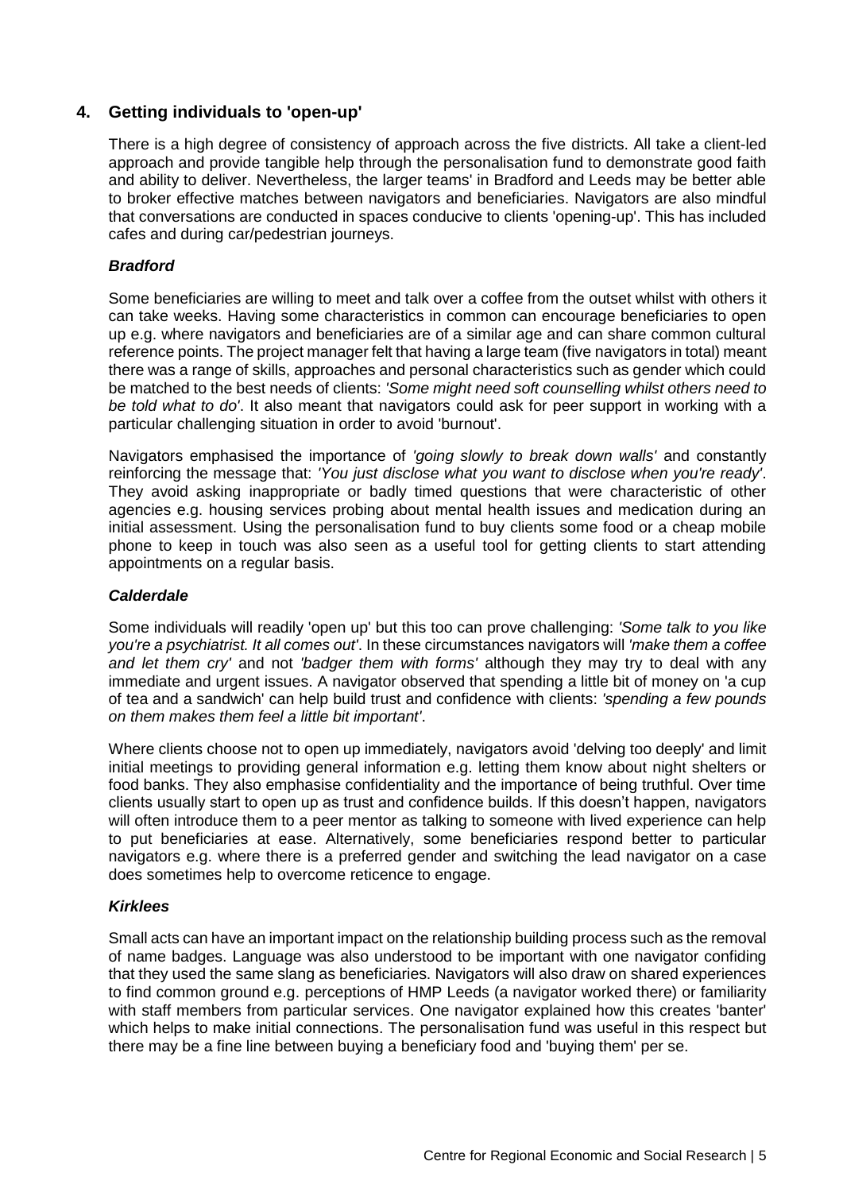## 4. Getting individuals to 'open-up'

There is a high degree of consistency of approach across the five districts. All take a client-led approach and provide tangible help through the personalisation fund to demonstrate good faith and ability to deliver. Nevertheless, the larger teams' in Bradford and Leeds may be better able to broker effective matches between navigators and beneficiaries. Navigators are also mindful that conversations are conducted in spaces conducive to clients 'opening-up'. This has included cafes and during car/pedestrian journeys.

### *Bradford*

Some beneficiaries are willing to meet and talk over a coffee from the outset whilst with others it can take weeks. Having some characteristics in common can encourage beneficiaries to open up e.g. where navigators and beneficiaries are of a similar age and can share common cultural reference points. The project manager felt that having a large team (five navigators in total) meant there was a range of skills, approaches and personal characteristics such as gender which could be matched to the best needs of clients: *'Some might need soft counselling whilst others need to be told what to do'*. It also meant that navigators could ask for peer support in working with a particular challenging situation in order to avoid 'burnout'.

Navigators emphasised the importance of *'going slowly to break down walls'* and constantly reinforcing the message that: *'You just disclose what you want to disclose when you're ready'*. They avoid asking inappropriate or badly timed questions that were characteristic of other agencies e.g. housing services probing about mental health issues and medication during an initial assessment. Using the personalisation fund to buy clients some food or a cheap mobile phone to keep in touch was also seen as a useful tool for getting clients to start attending appointments on a regular basis.

### *Calderdale*

Some individuals will readily 'open up' but this too can prove challenging: *'Some talk to you like you're a psychiatrist. It all comes out'*. In these circumstances navigators will *'make them a coffee and let them cry'* and not *'badger them with forms'* although they may try to deal with any immediate and urgent issues. A navigator observed that spending a little bit of money on 'a cup of tea and a sandwich' can help build trust and confidence with clients: *'spending a few pounds on them makes them feel a little bit important'*.

Where clients choose not to open up immediately, navigators avoid 'delving too deeply' and limit initial meetings to providing general information e.g. letting them know about night shelters or food banks. They also emphasise confidentiality and the importance of being truthful. Over time clients usually start to open up as trust and confidence builds. If this doesn't happen, navigators will often introduce them to a peer mentor as talking to someone with lived experience can help to put beneficiaries at ease. Alternatively, some beneficiaries respond better to particular navigators e.g. where there is a preferred gender and switching the lead navigator on a case does sometimes help to overcome reticence to engage.

### *Kirklees*

Small acts can have an important impact on the relationship building process such as the removal of name badges. Language was also understood to be important with one navigator confiding that they used the same slang as beneficiaries. Navigators will also draw on shared experiences to find common ground e.g. perceptions of HMP Leeds (a navigator worked there) or familiarity with staff members from particular services. One navigator explained how this creates 'banter' which helps to make initial connections. The personalisation fund was useful in this respect but there may be a fine line between buying a beneficiary food and 'buying them' per se.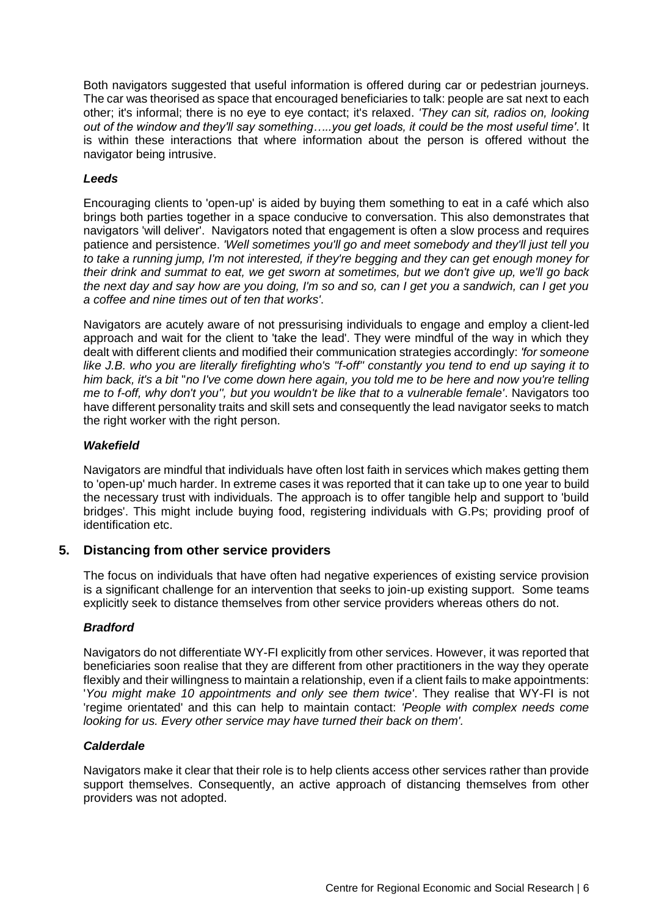Both navigators suggested that useful information is offered during car or pedestrian journeys. The car was theorised as space that encouraged beneficiaries to talk: people are sat next to each other; it's informal; there is no eye to eye contact; it's relaxed. *'They can sit, radios on, looking out of the window and they'll say something…..you get loads, it could be the most useful time'*. It is within these interactions that where information about the person is offered without the navigator being intrusive.

#### *Leeds*

Encouraging clients to 'open-up' is aided by buying them something to eat in a café which also brings both parties together in a space conducive to conversation. This also demonstrates that navigators 'will deliver'. Navigators noted that engagement is often a slow process and requires patience and persistence. *'Well sometimes you'll go and meet somebody and they'll just tell you to take a running jump, I'm not interested, if they're begging and they can get enough money for their drink and summat to eat, we get sworn at sometimes, but we don't give up, we'll go back the next day and say how are you doing, I'm so and so, can I get you a sandwich, can I get you a coffee and nine times out of ten that works'*.

Navigators are acutely aware of not pressurising individuals to engage and employ a client-led approach and wait for the client to 'take the lead'. They were mindful of the way in which they dealt with different clients and modified their communication strategies accordingly: *'for someone like J.B. who you are literally firefighting who's "f-off" constantly you tend to end up saying it to him back, it's a bit "no I've come down here again, you told me to be here and now you're telling me to f-off, why don't you", but you wouldn't be like that to a vulnerable female'*. Navigators too have different personality traits and skill sets and consequently the lead navigator seeks to match the right worker with the right person.

#### *Wakefield*

Navigators are mindful that individuals have often lost faith in services which makes getting them to 'open-up' much harder. In extreme cases it was reported that it can take up to one year to build the necessary trust with individuals. The approach is to offer tangible help and support to 'build bridges'. This might include buying food, registering individuals with G.Ps; providing proof of identification etc.

## 5. Distancing from other service providers

The focus on individuals that have often had negative experiences of existing service provision is a significant challenge for an intervention that seeks to join-up existing support. Some teams explicitly seek to distance themselves from other service providers whereas others do not.

#### *Bradford*

Navigators do not differentiate WY-FI explicitly from other services. However, it was reported that beneficiaries soon realise that they are different from other practitioners in the way they operate flexibly and their willingness to maintain a relationship, even if a client fails to make appointments: '*You might make 10 appointments and only see them twice'*. They realise that WY-FI is not 'regime orientated' and this can help to maintain contact: *'People with complex needs come looking for us. Every other service may have turned their back on them'.*

#### *Calderdale*

Navigators make it clear that their role is to help clients access other services rather than provide support themselves. Consequently, an active approach of distancing themselves from other providers was not adopted.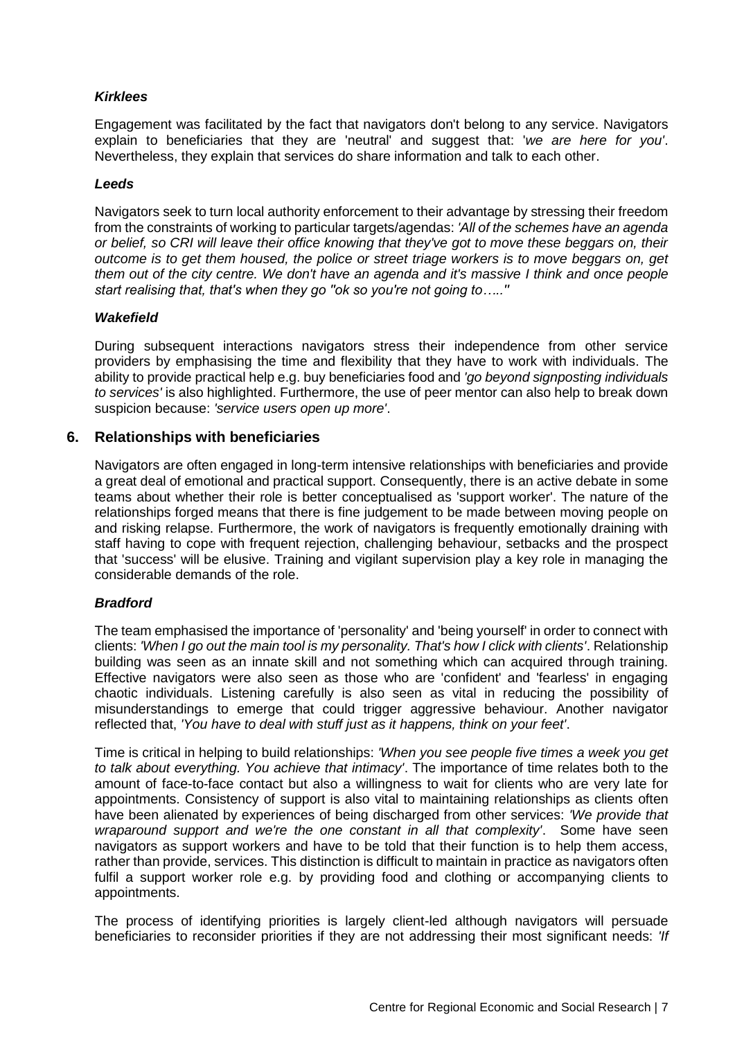### *Kirklees*

Engagement was facilitated by the fact that navigators don't belong to any service. Navigators explain to beneficiaries that they are 'neutral' and suggest that: '*we are here for you*'. Nevertheless, they explain that services do share information and talk to each other.

### *Leeds*

Navigators seek to turn local authority enforcement to their advantage by stressing their freedom from the constraints of working to particular targets/agendas: *'All of the schemes have an agenda or belief, so CRI will leave their office knowing that they've got to move these beggars on, their outcome is to get them housed, the police or street triage workers is to move beggars on, get them out of the city centre. We don't have an agenda and it's massive I think and once people start realising that, that's when they go "ok so you're not going to….."'*

### *Wakefield*

During subsequent interactions navigators stress their independence from other service providers by emphasising the time and flexibility that they have to work with individuals. The ability to provide practical help e.g. buy beneficiaries food and *'go beyond signposting individuals to services'* is also highlighted. Furthermore, the use of peer mentor can also help to break down suspicion because: *'service users open up more'*.

## 6. Relationships with beneficiaries

Navigators are often engaged in long-term intensive relationships with beneficiaries and provide a great deal of emotional and practical support. Consequently, there is an active debate in some teams about whether their role is better conceptualised as 'support worker'. The nature of the relationships forged means that there is fine judgement to be made between moving people on and risking relapse. Furthermore, the work of navigators is frequently emotionally draining with staff having to cope with frequent rejection, challenging behaviour, setbacks and the prospect that 'success' will be elusive. Training and vigilant supervision play a key role in managing the considerable demands of the role.

### *Bradford*

The team emphasised the importance of 'personality' and 'being yourself' in order to connect with clients: *'When I go out the main tool is my personality. That's how I click with clients'*. Relationship building was seen as an innate skill and not something which can acquired through training. Effective navigators were also seen as those who are 'confident' and 'fearless' in engaging chaotic individuals. Listening carefully is also seen as vital in reducing the possibility of misunderstandings to emerge that could trigger aggressive behaviour. Another navigator reflected that, *'You have to deal with stuff just as it happens, think on your feet'*.

Time is critical in helping to build relationships: *'When you see people five times a week you get to talk about everything. You achieve that intimacy'*. The importance of time relates both to the amount of face-to-face contact but also a willingness to wait for clients who are very late for appointments. Consistency of support is also vital to maintaining relationships as clients often have been alienated by experiences of being discharged from other services: *'We provide that wraparound support and we're the one constant in all that complexity'*. Some have seen navigators as support workers and have to be told that their function is to help them access, rather than provide, services. This distinction is difficult to maintain in practice as navigators often fulfil a support worker role e.g. by providing food and clothing or accompanying clients to appointments.

The process of identifying priorities is largely client-led although navigators will persuade beneficiaries to reconsider priorities if they are not addressing their most significant needs: *'If*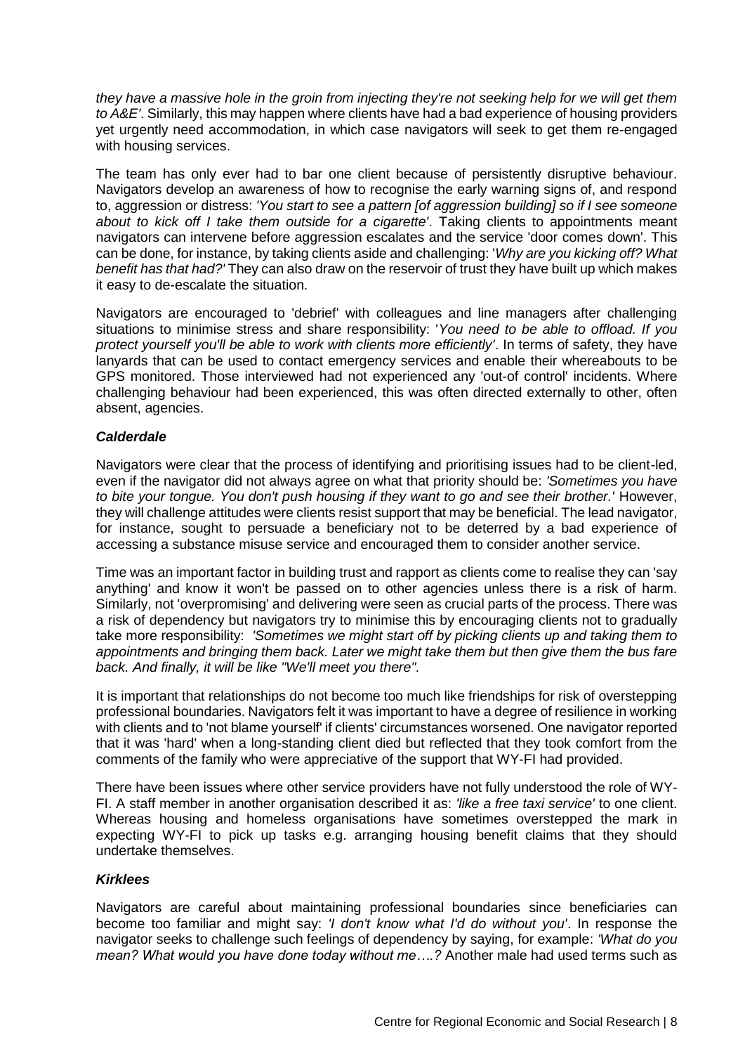*they have a massive hole in the groin from injecting they're not seeking help for we will get them to A&E'*. Similarly, this may happen where clients have had a bad experience of housing providers yet urgently need accommodation, in which case navigators will seek to get them re-engaged with housing services.

The team has only ever had to bar one client because of persistently disruptive behaviour. Navigators develop an awareness of how to recognise the early warning signs of, and respond to, aggression or distress: *'You start to see a pattern [of aggression building] so if I see someone about to kick off I take them outside for a cigarette'*. Taking clients to appointments meant navigators can intervene before aggression escalates and the service 'door comes down'. This can be done, for instance, by taking clients aside and challenging: '*Why are you kicking off? What benefit has that had?'* They can also draw on the reservoir of trust they have built up which makes it easy to de-escalate the situation.

Navigators are encouraged to 'debrief' with colleagues and line managers after challenging situations to minimise stress and share responsibility: '*You need to be able to offload. If you protect yourself you'll be able to work with clients more efficiently'*. In terms of safety, they have lanyards that can be used to contact emergency services and enable their whereabouts to be GPS monitored. Those interviewed had not experienced any 'out-of control' incidents. Where challenging behaviour had been experienced, this was often directed externally to other, often absent, agencies.

### *Calderdale*

Navigators were clear that the process of identifying and prioritising issues had to be client-led, even if the navigator did not always agree on what that priority should be: *'Sometimes you have to bite your tongue. You don't push housing if they want to go and see their brother.'* However, they will challenge attitudes were clients resist support that may be beneficial. The lead navigator, for instance, sought to persuade a beneficiary not to be deterred by a bad experience of accessing a substance misuse service and encouraged them to consider another service.

Time was an important factor in building trust and rapport as clients come to realise they can 'say anything' and know it won't be passed on to other agencies unless there is a risk of harm. Similarly, not 'overpromising' and delivering were seen as crucial parts of the process. There was a risk of dependency but navigators try to minimise this by encouraging clients not to gradually take more responsibility: *'Sometimes we might start off by picking clients up and taking them to appointments and bringing them back. Later we might take them but then give them the bus fare back. And finally, it will be like "We'll meet you there".*

It is important that relationships do not become too much like friendships for risk of overstepping professional boundaries. Navigators felt it was important to have a degree of resilience in working with clients and to 'not blame yourself' if clients' circumstances worsened. One navigator reported that it was 'hard' when a long-standing client died but reflected that they took comfort from the comments of the family who were appreciative of the support that WY-FI had provided.

There have been issues where other service providers have not fully understood the role of WY-FI. A staff member in another organisation described it as: *'like a free taxi service'* to one client. Whereas housing and homeless organisations have sometimes overstepped the mark in expecting WY-FI to pick up tasks e.g. arranging housing benefit claims that they should undertake themselves.

### *Kirklees*

Navigators are careful about maintaining professional boundaries since beneficiaries can become too familiar and might say: *'I don't know what I'd do without you'*. In response the navigator seeks to challenge such feelings of dependency by saying, for example: *'What do you mean? What would you have done today without me….?* Another male had used terms such as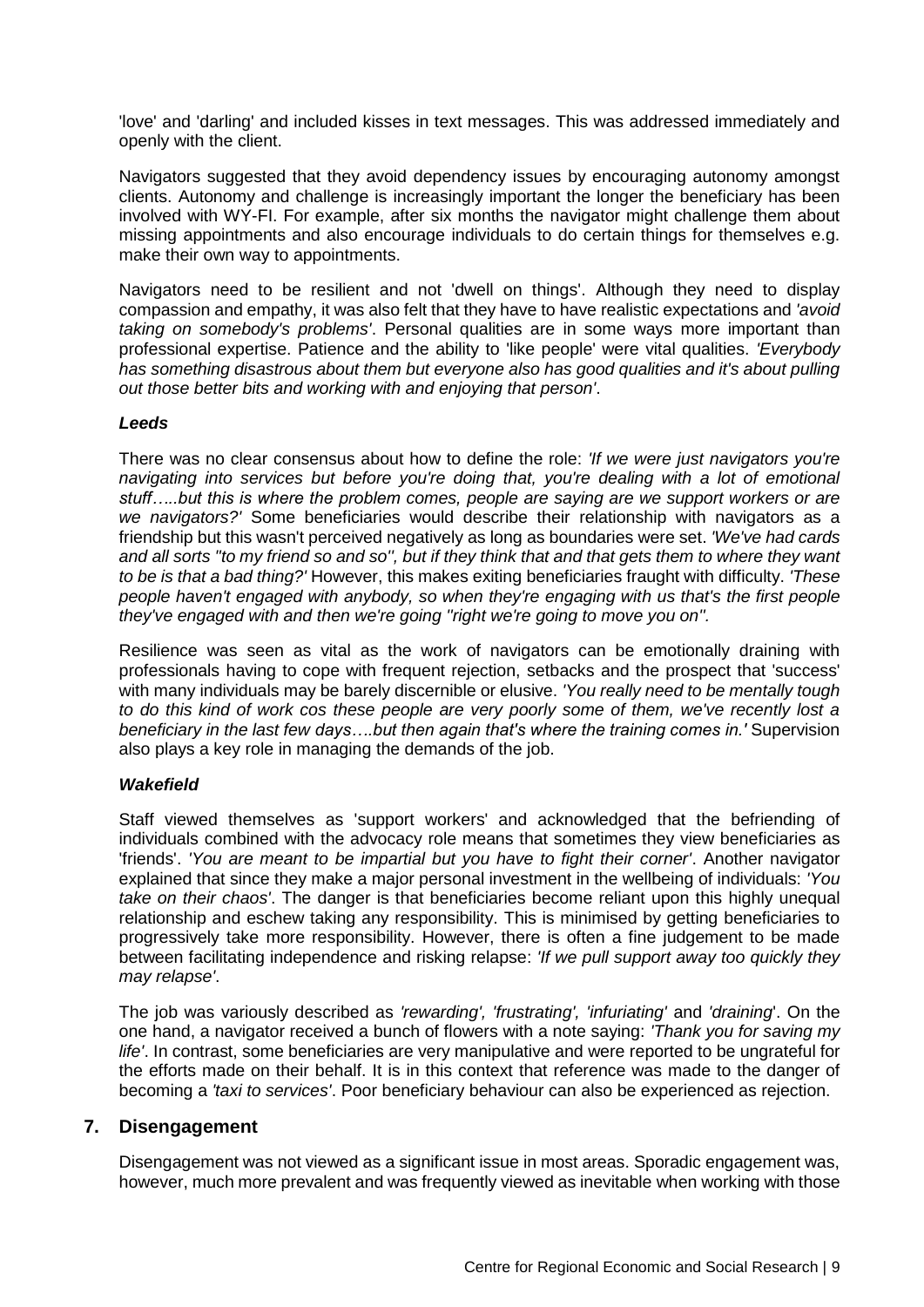'love' and 'darling' and included kisses in text messages. This was addressed immediately and openly with the client.

Navigators suggested that they avoid dependency issues by encouraging autonomy amongst clients. Autonomy and challenge is increasingly important the longer the beneficiary has been involved with WY-FI. For example, after six months the navigator might challenge them about missing appointments and also encourage individuals to do certain things for themselves e.g. make their own way to appointments.

Navigators need to be resilient and not 'dwell on things'. Although they need to display compassion and empathy, it was also felt that they have to have realistic expectations and *'avoid taking on somebody's problems'*. Personal qualities are in some ways more important than professional expertise. Patience and the ability to 'like people' were vital qualities. *'Everybody has something disastrous about them but everyone also has good qualities and it's about pulling out those better bits and working with and enjoying that person'*.

***Leeds***

There was no clear consensus about how to define the role: *'If we were just navigators you're navigating into services but before you're doing that, you're dealing with a lot of emotional stuff…..but this is where the problem comes, people are saying are we support workers or are we navigators?'* Some beneficiaries would describe their relationship with navigators as a friendship but this wasn't perceived negatively as long as boundaries were set. *'We've had cards and all sorts "to my friend so and so", but if they think that and that gets them to where they want to be is that a bad thing?'* However, this makes exiting beneficiaries fraught with difficulty. *'These people haven't engaged with anybody, so when they're engaging with us that's the first people they've engaged with and then we're going "right we're going to move you on".*

Resilience was seen as vital as the work of navigators can be emotionally draining with professionals having to cope with frequent rejection, setbacks and the prospect that 'success' with many individuals may be barely discernible or elusive. *'You really need to be mentally tough to do this kind of work cos these people are very poorly some of them, we've recently lost a beneficiary in the last few days….but then again that's where the training comes in.'* Supervision also plays a key role in managing the demands of the job.

***Wakefield***

Staff viewed themselves as 'support workers' and acknowledged that the befriending of individuals combined with the advocacy role means that sometimes they view beneficiaries as 'friends'. *'You are meant to be impartial but you have to fight their corner'*. Another navigator explained that since they make a major personal investment in the wellbeing of individuals: *'You take on their chaos'*. The danger is that beneficiaries become reliant upon this highly unequal relationship and eschew taking any responsibility. This is minimised by getting beneficiaries to progressively take more responsibility. However, there is often a fine judgement to be made between facilitating independence and risking relapse: *'If we pull support away too quickly they may relapse'*.

The job was variously described as *'rewarding', 'frustrating', 'infuriating'* and *'draining'*. On the one hand, a navigator received a bunch of flowers with a note saying: *'Thank you for saving my life'*. In contrast, some beneficiaries are very manipulative and were reported to be ungrateful for the efforts made on their behalf. It is in this context that reference was made to the danger of becoming a *'taxi to services'*. Poor beneficiary behaviour can also be experienced as rejection.

## 7. Disengagement

Disengagement was not viewed as a significant issue in most areas. Sporadic engagement was, however, much more prevalent and was frequently viewed as inevitable when working with those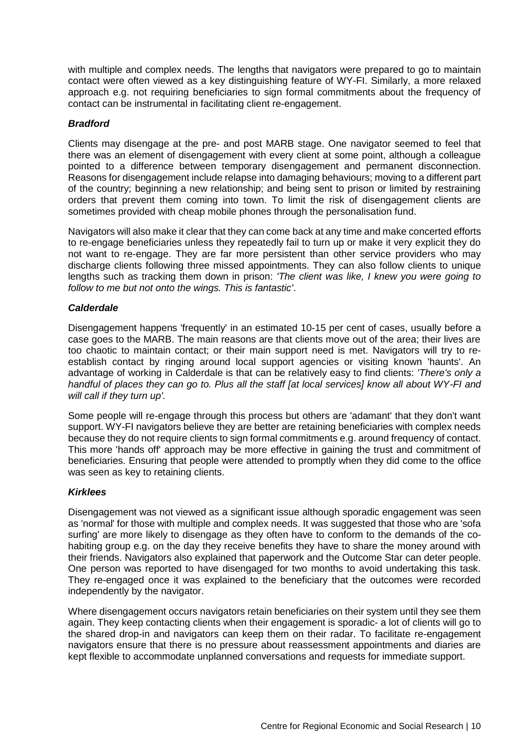with multiple and complex needs. The lengths that navigators were prepared to go to maintain contact were often viewed as a key distinguishing feature of WY-FI. Similarly, a more relaxed approach e.g. not requiring beneficiaries to sign formal commitments about the frequency of contact can be instrumental in facilitating client re-engagement.

### *Bradford*

Clients may disengage at the pre- and post MARB stage. One navigator seemed to feel that there was an element of disengagement with every client at some point, although a colleague pointed to a difference between temporary disengagement and permanent disconnection. Reasons for disengagement include relapse into damaging behaviours; moving to a different part of the country; beginning a new relationship; and being sent to prison or limited by restraining orders that prevent them coming into town. To limit the risk of disengagement clients are sometimes provided with cheap mobile phones through the personalisation fund.

Navigators will also make it clear that they can come back at any time and make concerted efforts to re-engage beneficiaries unless they repeatedly fail to turn up or make it very explicit they do not want to re-engage. They are far more persistent than other service providers who may discharge clients following three missed appointments. They can also follow clients to unique lengths such as tracking them down in prison: *'The client was like, I knew you were going to follow to me but not onto the wings. This is fantastic'*.

### *Calderdale*

Disengagement happens 'frequently' in an estimated 10-15 per cent of cases, usually before a case goes to the MARB. The main reasons are that clients move out of the area; their lives are too chaotic to maintain contact; or their main support need is met. Navigators will try to re-establish contact by ringing around local support agencies or visiting known 'haunts'. An advantage of working in Calderdale is that can be relatively easy to find clients: *'There's only a handful of places they can go to. Plus all the staff [at local services] know all about WY-FI and will call if they turn up'.*

Some people will re-engage through this process but others are 'adamant' that they don't want support. WY-FI navigators believe they are better are retaining beneficiaries with complex needs because they do not require clients to sign formal commitments e.g. around frequency of contact. This more 'hands off' approach may be more effective in gaining the trust and commitment of beneficiaries. Ensuring that people were attended to promptly when they did come to the office was seen as key to retaining clients.

### *Kirklees*

Disengagement was not viewed as a significant issue although sporadic engagement was seen as 'normal' for those with multiple and complex needs. It was suggested that those who are 'sofa surfing' are more likely to disengage as they often have to conform to the demands of the co-habiting group e.g. on the day they receive benefits they have to share the money around with their friends. Navigators also explained that paperwork and the Outcome Star can deter people. One person was reported to have disengaged for two months to avoid undertaking this task. They re-engaged once it was explained to the beneficiary that the outcomes were recorded independently by the navigator.

Where disengagement occurs navigators retain beneficiaries on their system until they see them again. They keep contacting clients when their engagement is sporadic- a lot of clients will go to the shared drop-in and navigators can keep them on their radar. To facilitate re-engagement navigators ensure that there is no pressure about reassessment appointments and diaries are kept flexible to accommodate unplanned conversations and requests for immediate support.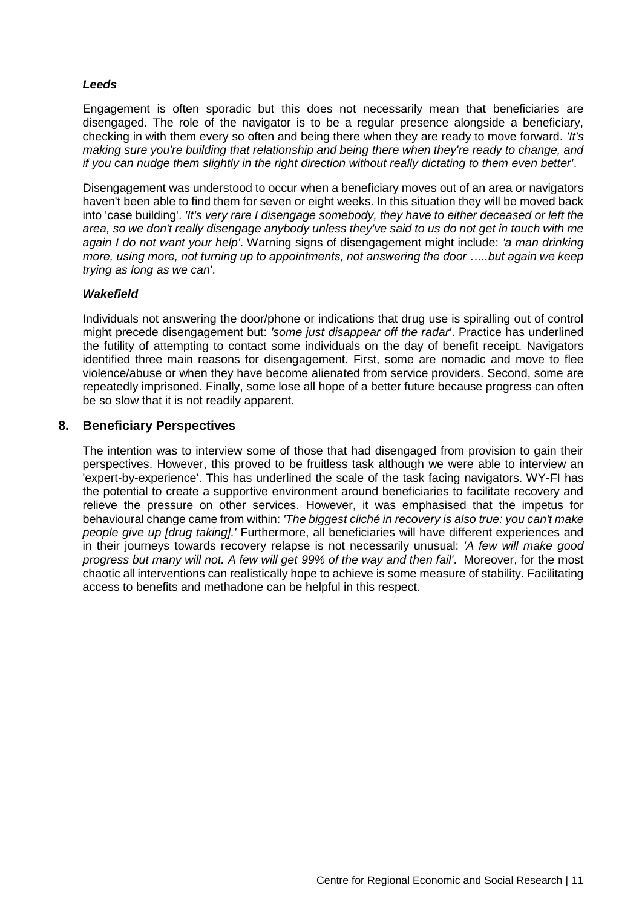#### *Leeds*

Engagement is often sporadic but this does not necessarily mean that beneficiaries are disengaged. The role of the navigator is to be a regular presence alongside a beneficiary, checking in with them every so often and being there when they are ready to move forward. *'It's making sure you're building that relationship and being there when they're ready to change, and if you can nudge them slightly in the right direction without really dictating to them even better'*.

Disengagement was understood to occur when a beneficiary moves out of an area or navigators haven't been able to find them for seven or eight weeks. In this situation they will be moved back into 'case building'. *'It's very rare I disengage somebody, they have to either deceased or left the area, so we don't really disengage anybody unless they've said to us do not get in touch with me again I do not want your help'*. Warning signs of disengagement might include: *'a man drinking more, using more, not turning up to appointments, not answering the door …..but again we keep trying as long as we can'*.

#### *Wakefield*

Individuals not answering the door/phone or indications that drug use is spiralling out of control might precede disengagement but: *'some just disappear off the radar'*. Practice has underlined the futility of attempting to contact some individuals on the day of benefit receipt. Navigators identified three main reasons for disengagement. First, some are nomadic and move to flee violence/abuse or when they have become alienated from service providers. Second, some are repeatedly imprisoned. Finally, some lose all hope of a better future because progress can often be so slow that it is not readily apparent.

## 8. Beneficiary Perspectives

The intention was to interview some of those that had disengaged from provision to gain their perspectives. However, this proved to be fruitless task although we were able to interview an 'expert-by-experience'. This has underlined the scale of the task facing navigators. WY-FI has the potential to create a supportive environment around beneficiaries to facilitate recovery and relieve the pressure on other services. However, it was emphasised that the impetus for behavioural change came from within: *'The biggest cliché in recovery is also true: you can't make people give up [drug taking].'* Furthermore, all beneficiaries will have different experiences and in their journeys towards recovery relapse is not necessarily unusual: *'A few will make good progress but many will not. A few will get 99% of the way and then fail'*. Moreover, for the most chaotic all interventions can realistically hope to achieve is some measure of stability. Facilitating access to benefits and methadone can be helpful in this respect.